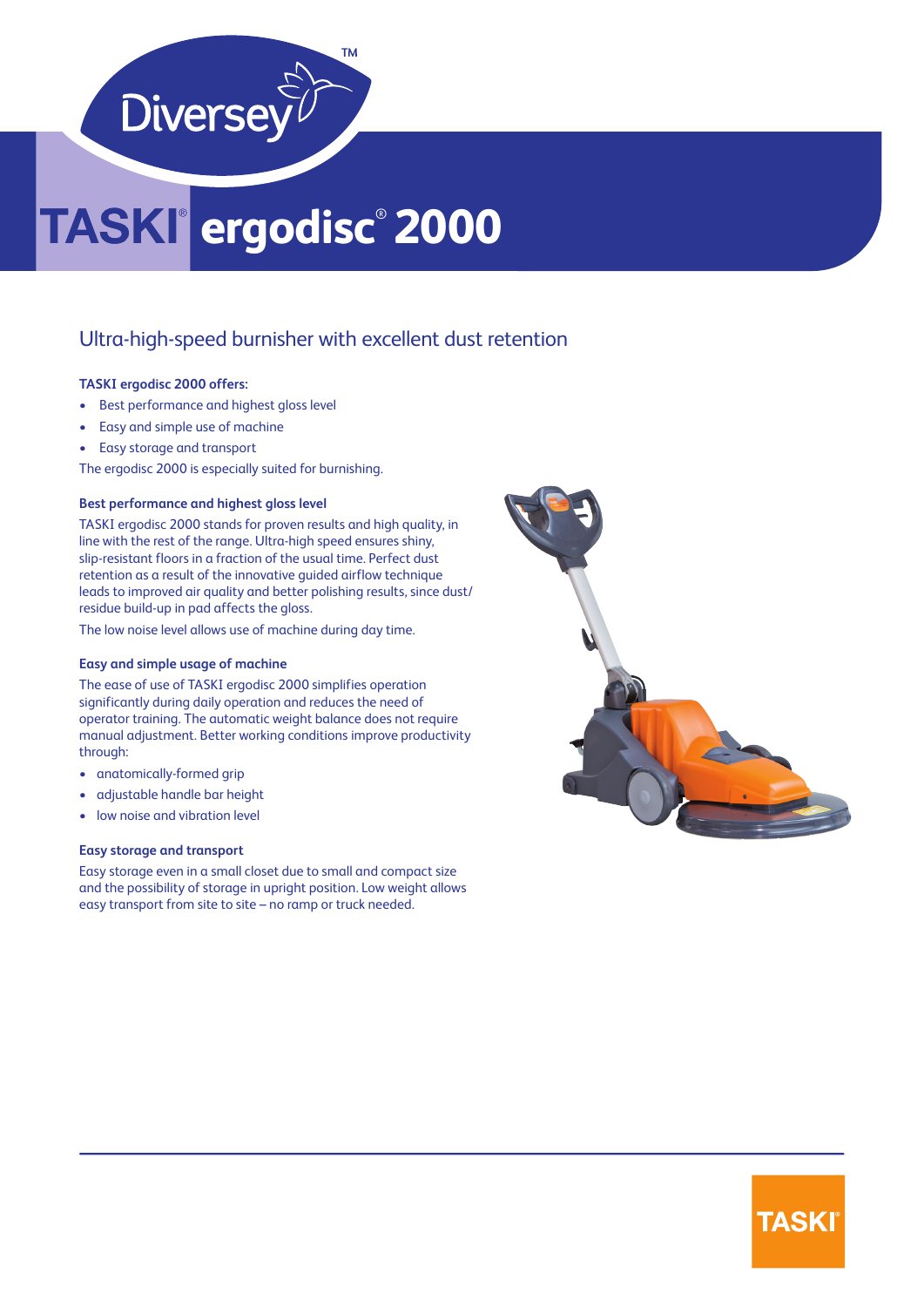# TASKI® ergodisc® 2000

## Ultra-high-speed burnisher with excellent dust retention

**TASKI ergodisc 2000 offers:**

- Best performance and highest gloss level
- Easy and simple use of machine
- Easy storage and transport

The ergodisc 2000 is especially suited for burnishing.

### Best performance and highest gloss level

TASKI ergodisc 2000 stands for proven results and high quality, in line with the rest of the range. Ultra-high speed ensures shiny, slip-resistant floors in a fraction of the usual time. Perfect dust retention as a result of the innovative guided airflow technique leads to improved air quality and better polishing results, since dust/residue build-up in pad affects the gloss.

The low noise level allows use of machine during day time.

### Easy and simple usage of machine

The ease of use of TASKI ergodisc 2000 simplifies operation significantly during daily operation and reduces the need of operator training. The automatic weight balance does not require manual adjustment. Better working conditions improve productivity through:

- anatomically-formed grip
- adjustable handle bar height
- low noise and vibration level

### Easy storage and transport

Easy storage even in a small closet due to small and compact size and the possibility of storage in upright position. Low weight allows easy transport from site to site – no ramp or truck needed.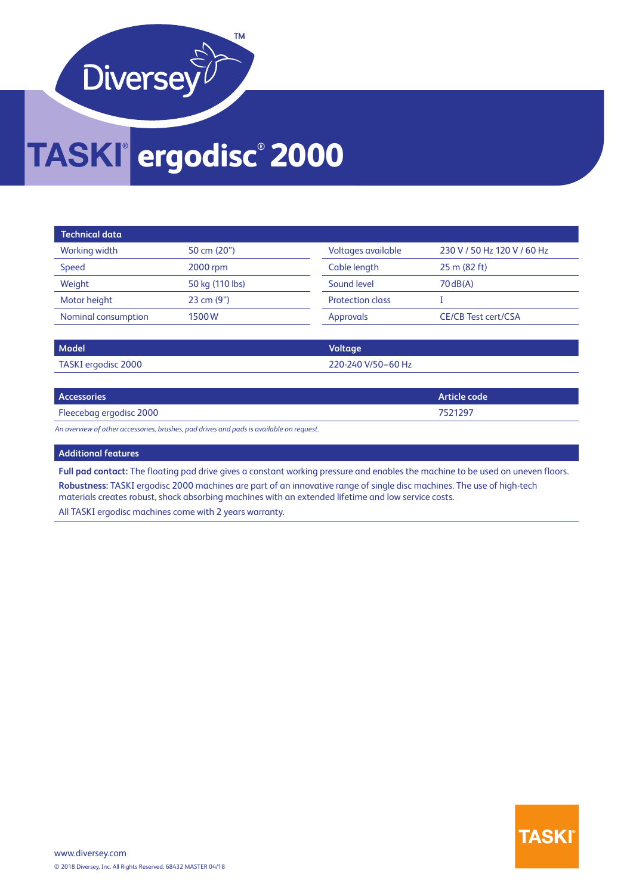# TASKI® ergodisc® 2000

| Technical data | | | |
|---|---|---|---|
| Working width | 50 cm (20") | Voltages available | 230 V / 50 Hz 120 V / 60 Hz |
| Speed | 2000 rpm | Cable length | 25 m (82 ft) |
| Weight | 50 kg (110 lbs) | Sound level | 70 dB(A) |
| Motor height | 23 cm (9") | Protection class | I |
| Nominal consumption | 1500 W | Approvals | CE/CB Test cert/CSA |

| Model | Voltage |
|---|---|
| TASKI ergodisc 2000 | 220-240 V/50–60 Hz |

| Accessories | Article code |
|---|---|
| Fleecebag ergodisc 2000 | 7521297 |

*An overview of other accessories, brushes, pad drives and pads is available on request.*

## Additional features

**Full pad contact:** The floating pad drive gives a constant working pressure and enables the machine to be used on uneven floors.

**Robustness:** TASKI ergodisc 2000 machines are part of an innovative range of single disc machines. The use of high-tech materials creates robust, shock absorbing machines with an extended lifetime and low service costs.

All TASKI ergodisc machines come with 2 years warranty.

www.diversey.com

© 2018 Diversey, Inc. All Rights Reserved. 68432 MASTER 04/18